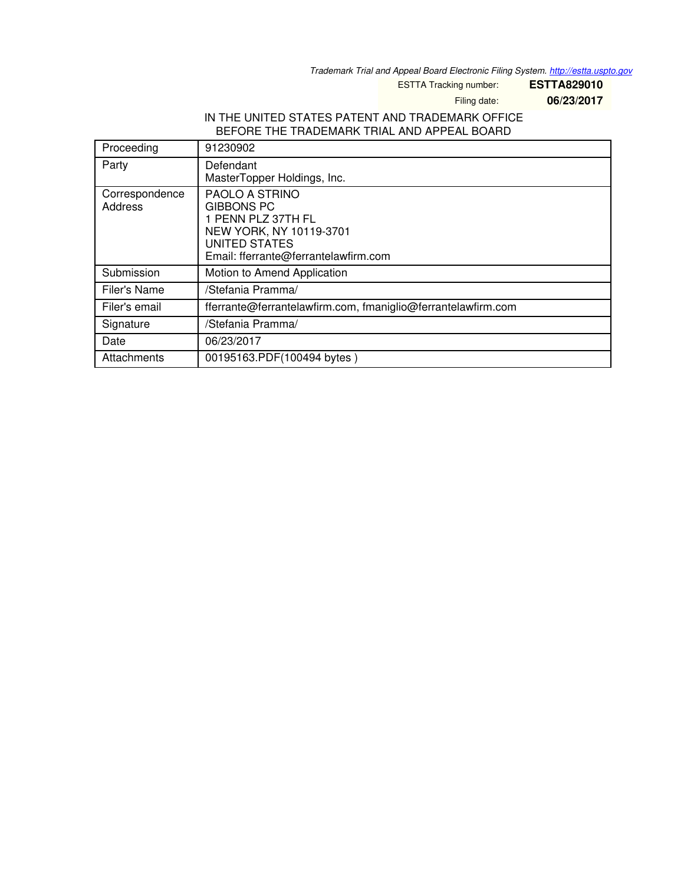Trademark Trial and Appeal Board Electronic Filing System. http://estta.uspto.gov

ESTTA Tracking number: **ESTTA829010**

Filing date: **06/23/2017**

IN THE UNITED STATES PATENT AND TRADEMARK OFFICE
BEFORE THE TRADEMARK TRIAL AND APPEAL BOARD

| Proceeding | 91230902 |
|---|---|
| Party | Defendant<br>MasterTopper Holdings, Inc. |
| Correspondence Address | PAOLO A STRINO<br>GIBBONS PC<br>1 PENN PLZ 37TH FL<br>NEW YORK, NY 10119-3701<br>UNITED STATES<br>Email: fferrante@ferrantelawfirm.com |
| Submission | Motion to Amend Application |
| Filer's Name | /Stefania Pramma/ |
| Filer's email | fferrante@ferrantelawfirm.com, fmaniglio@ferrantelawfirm.com |
| Signature | /Stefania Pramma/ |
| Date | 06/23/2017 |
| Attachments | 00195163.PDF(100494 bytes ) |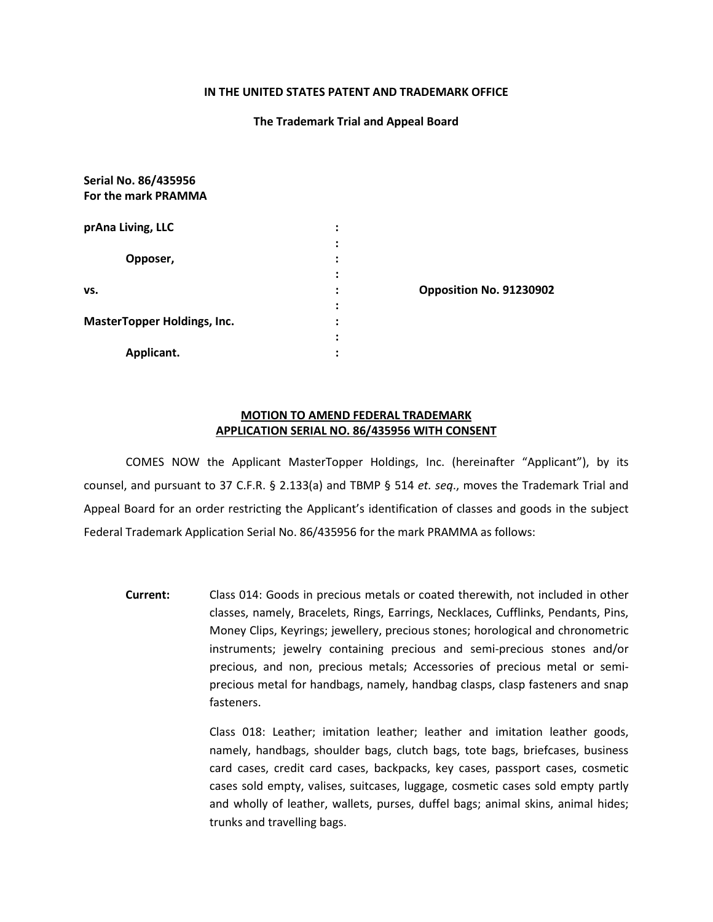**IN THE UNITED STATES PATENT AND TRADEMARK OFFICE**

**The Trademark Trial and Appeal Board**

**Serial No. 86/435956**
**For the mark PRAMMA**

| | | |
|---|---|---|
| **prAna Living, LLC** | : | |
| | : | |
| **Opposer,** | : | |
| | : | |
| **vs.** | : | **Opposition No. 91230902** |
| | : | |
| **MasterTopper Holdings, Inc.** | : | |
| | : | |
| **Applicant.** | : | |

**MOTION TO AMEND FEDERAL TRADEMARK APPLICATION SERIAL NO. 86/435956 WITH CONSENT**

COMES NOW the Applicant MasterTopper Holdings, Inc. (hereinafter "Applicant"), by its counsel, and pursuant to 37 C.F.R. § 2.133(a) and TBMP § 514 *et. seq*., moves the Trademark Trial and Appeal Board for an order restricting the Applicant's identification of classes and goods in the subject Federal Trademark Application Serial No. 86/435956 for the mark PRAMMA as follows:

**Current:** Class 014: Goods in precious metals or coated therewith, not included in other classes, namely, Bracelets, Rings, Earrings, Necklaces, Cufflinks, Pendants, Pins, Money Clips, Keyrings; jewellery, precious stones; horological and chronometric instruments; jewelry containing precious and semi-precious stones and/or precious, and non, precious metals; Accessories of precious metal or semi-precious metal for handbags, namely, handbag clasps, clasp fasteners and snap fasteners.

Class 018: Leather; imitation leather; leather and imitation leather goods, namely, handbags, shoulder bags, clutch bags, tote bags, briefcases, business card cases, credit card cases, backpacks, key cases, passport cases, cosmetic cases sold empty, valises, suitcases, luggage, cosmetic cases sold empty partly and wholly of leather, wallets, purses, duffel bags; animal skins, animal hides; trunks and travelling bags.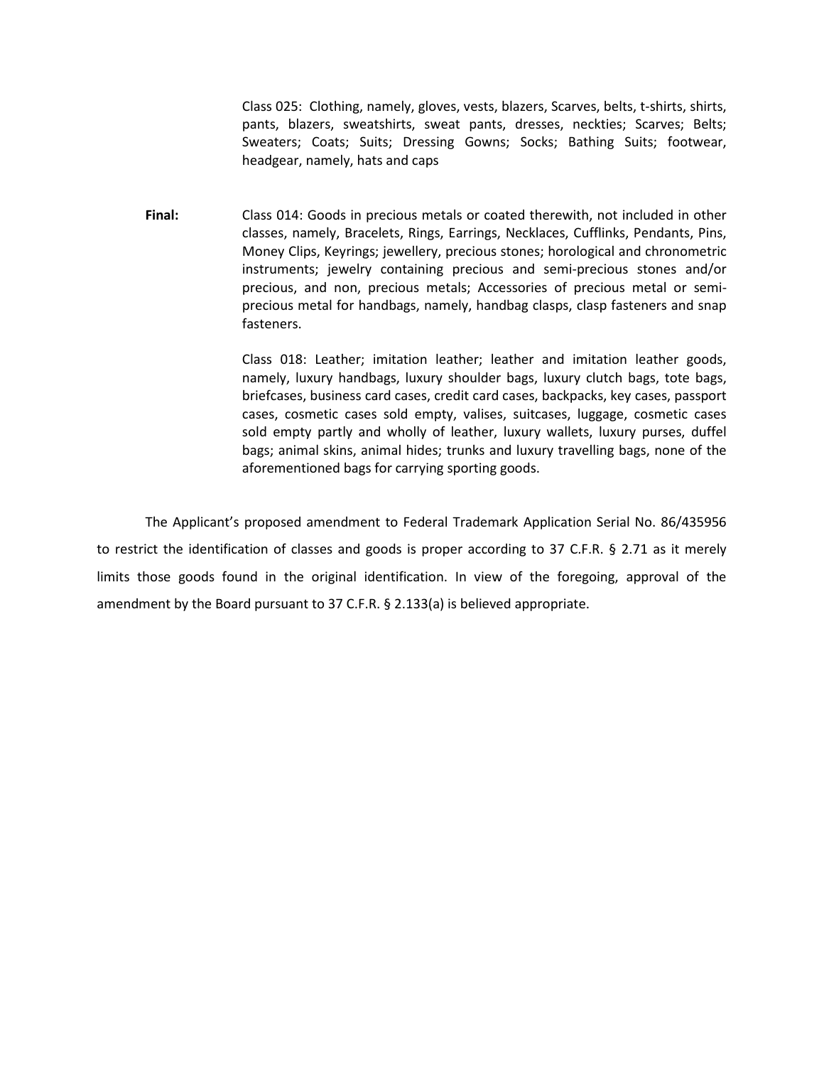Class 025: Clothing, namely, gloves, vests, blazers, Scarves, belts, t-shirts, shirts, pants, blazers, sweatshirts, sweat pants, dresses, neckties; Scarves; Belts; Sweaters; Coats; Suits; Dressing Gowns; Socks; Bathing Suits; footwear, headgear, namely, hats and caps

**Final:** Class 014: Goods in precious metals or coated therewith, not included in other classes, namely, Bracelets, Rings, Earrings, Necklaces, Cufflinks, Pendants, Pins, Money Clips, Keyrings; jewellery, precious stones; horological and chronometric instruments; jewelry containing precious and semi-precious stones and/or precious, and non, precious metals; Accessories of precious metal or semi-precious metal for handbags, namely, handbag clasps, clasp fasteners and snap fasteners.

Class 018: Leather; imitation leather; leather and imitation leather goods, namely, luxury handbags, luxury shoulder bags, luxury clutch bags, tote bags, briefcases, business card cases, credit card cases, backpacks, key cases, passport cases, cosmetic cases sold empty, valises, suitcases, luggage, cosmetic cases sold empty partly and wholly of leather, luxury wallets, luxury purses, duffel bags; animal skins, animal hides; trunks and luxury travelling bags, none of the aforementioned bags for carrying sporting goods.

The Applicant's proposed amendment to Federal Trademark Application Serial No. 86/435956 to restrict the identification of classes and goods is proper according to 37 C.F.R. § 2.71 as it merely limits those goods found in the original identification. In view of the foregoing, approval of the amendment by the Board pursuant to 37 C.F.R. § 2.133(a) is believed appropriate.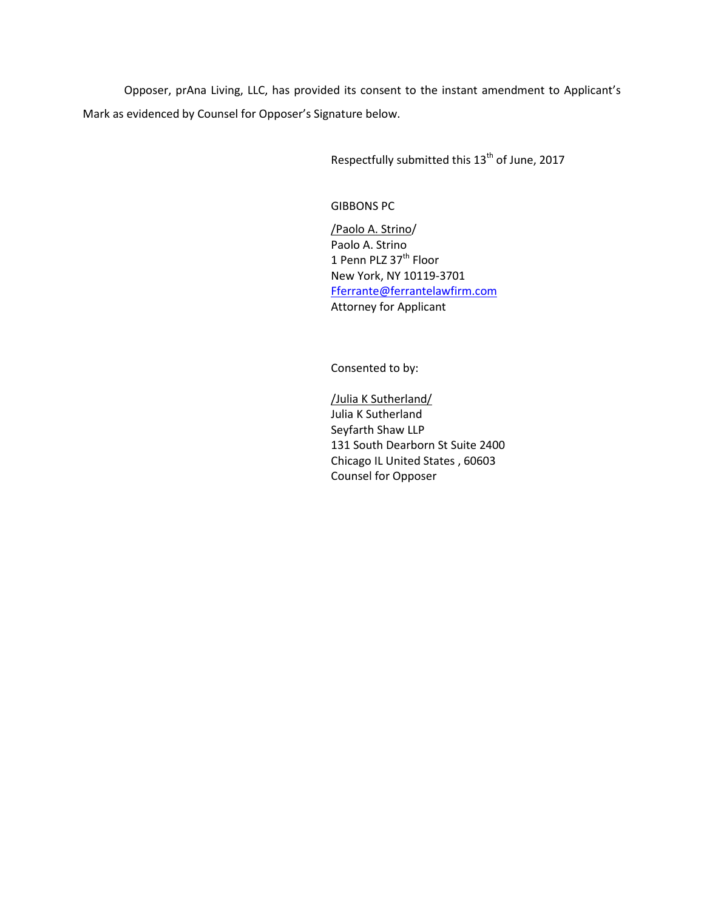Opposer, prAna Living, LLC, has provided its consent to the instant amendment to Applicant's Mark as evidenced by Counsel for Opposer's Signature below.

Respectfully submitted this 13th of June, 2017

GIBBONS PC

/Paolo A. Strino/
Paolo A. Strino
1 Penn PLZ 37th Floor
New York, NY 10119-3701
Fferrante@ferrantelawfirm.com
Attorney for Applicant

Consented to by:

/Julia K Sutherland/
Julia K Sutherland
Seyfarth Shaw LLP
131 South Dearborn St Suite 2400
Chicago IL United States , 60603
Counsel for Opposer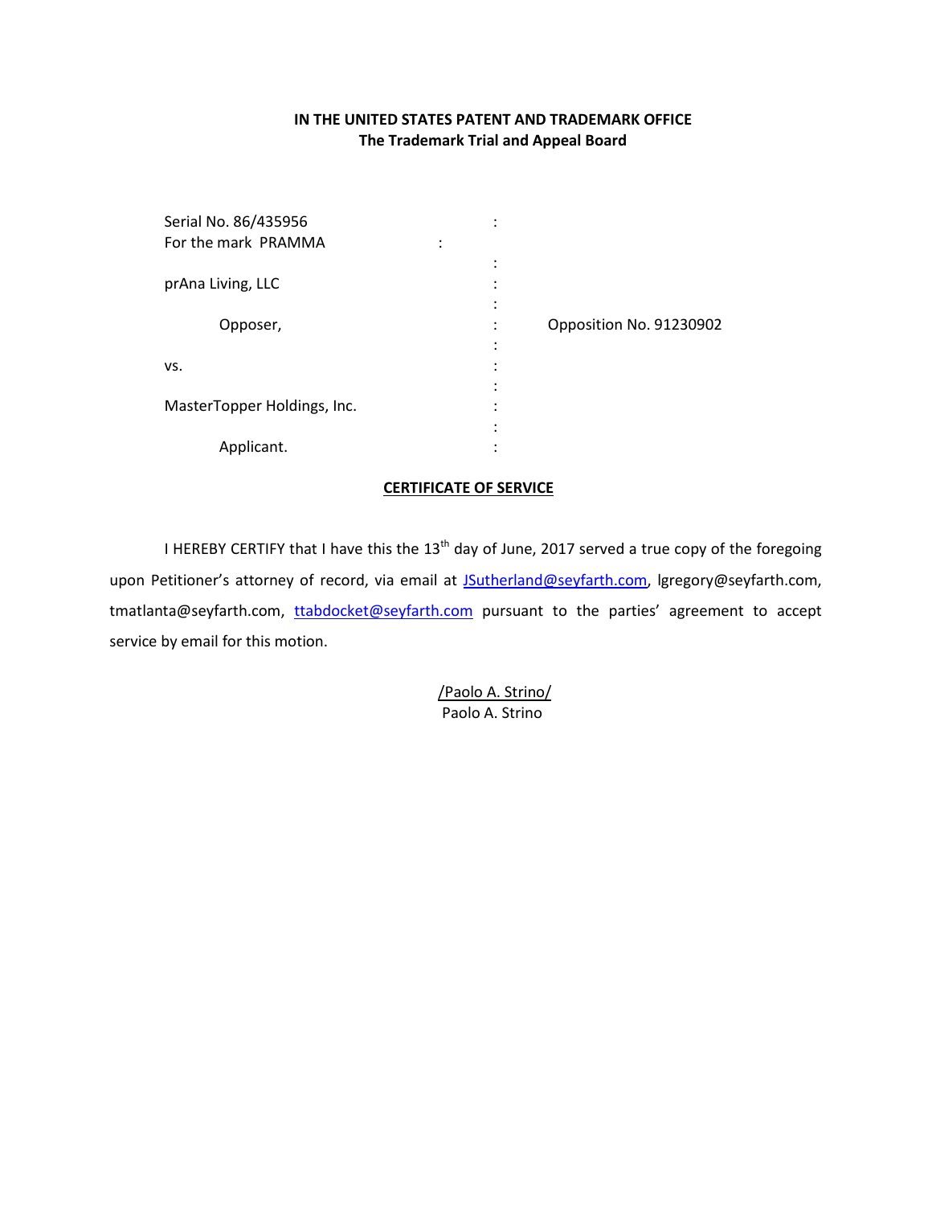**IN THE UNITED STATES PATENT AND TRADEMARK OFFICE**
**The Trademark Trial and Appeal Board**

| | | |
|---|---|---|
| Serial No. 86/435956 | : | |
| For the mark PRAMMA | : | |
| | : | |
| prAna Living, LLC | : | |
| | : | |
| Opposer, | : | Opposition No. 91230902 |
| | : | |
| vs. | : | |
| | : | |
| MasterTopper Holdings, Inc. | : | |
| | : | |
| Applicant. | : | |

**CERTIFICATE OF SERVICE**

I HEREBY CERTIFY that I have this the 13th day of June, 2017 served a true copy of the foregoing upon Petitioner's attorney of record, via email at JSutherland@seyfarth.com, lgregory@seyfarth.com, tmatlanta@seyfarth.com, ttabdocket@seyfarth.com pursuant to the parties' agreement to accept service by email for this motion.

/Paolo A. Strino/
Paolo A. Strino